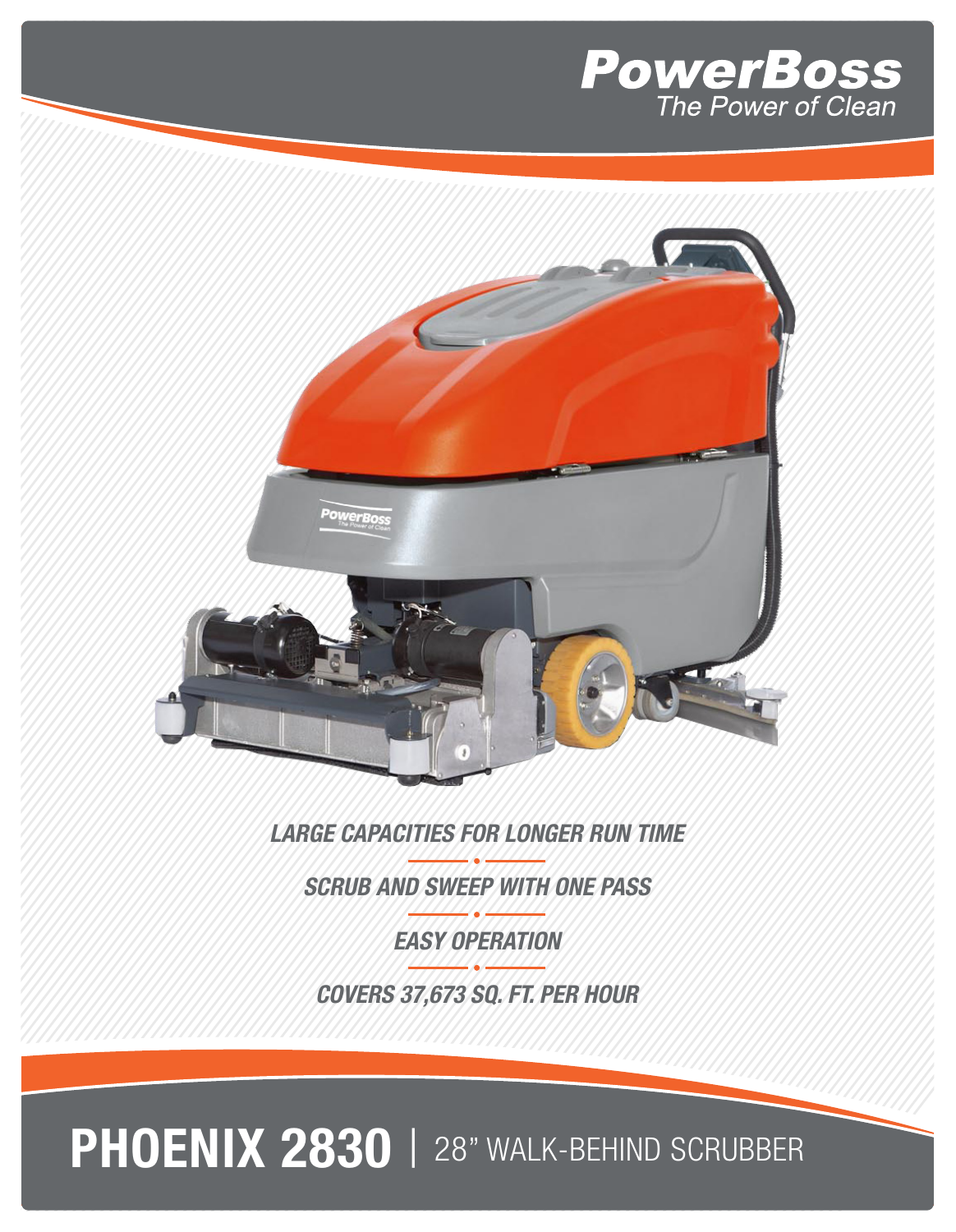PowerBoss
The Power of Clean

*LARGE CAPACITIES FOR LONGER RUN TIME*

*SCRUB AND SWEEP WITH ONE PASS*

*EASY OPERATION*

*COVERS 37,673 SQ. FT. PER HOUR*

# PHOENIX 2830 | 28” WALK-BEHIND SCRUBBER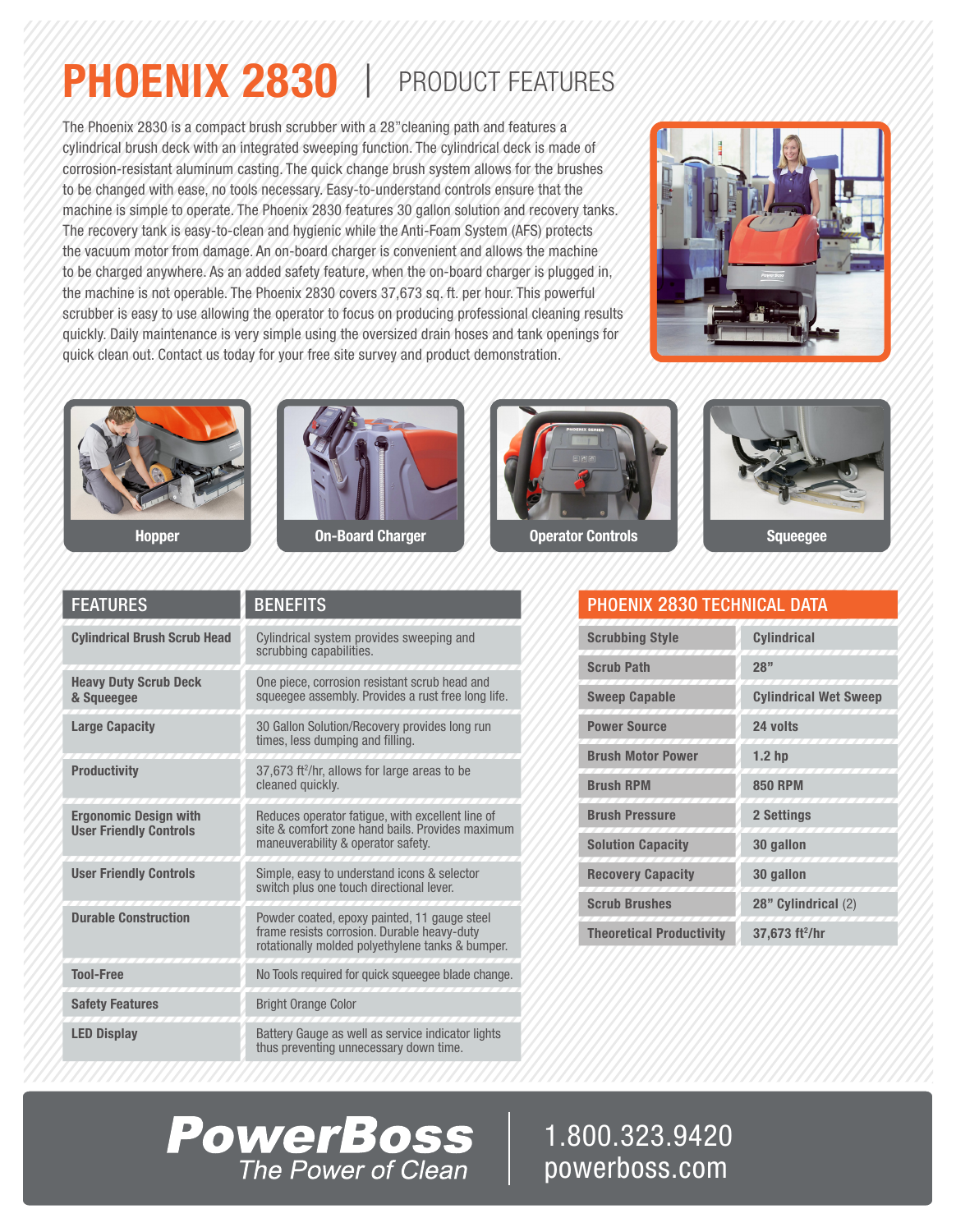# PHOENIX 2830 | PRODUCT FEATURES

The Phoenix 2830 is a compact brush scrubber with a 28"cleaning path and features a cylindrical brush deck with an integrated sweeping function. The cylindrical deck is made of corrosion-resistant aluminum casting. The quick change brush system allows for the brushes to be changed with ease, no tools necessary. Easy-to-understand controls ensure that the machine is simple to operate. The Phoenix 2830 features 30 gallon solution and recovery tanks. The recovery tank is easy-to-clean and hygienic while the Anti-Foam System (AFS) protects the vacuum motor from damage. An on-board charger is convenient and allows the machine to be charged anywhere. As an added safety feature, when the on-board charger is plugged in, the machine is not operable. The Phoenix 2830 covers 37,673 sq. ft. per hour. This powerful scrubber is easy to use allowing the operator to focus on producing professional cleaning results quickly. Daily maintenance is very simple using the oversized drain hoses and tank openings for quick clean out. Contact us today for your free site survey and product demonstration.

Hopper

On-Board Charger

Operator Controls

Squeegee

| FEATURES | BENEFITS |
|---|---|
| Cylindrical Brush Scrub Head | Cylindrical system provides sweeping and scrubbing capabilities. |
| Heavy Duty Scrub Deck & Squeegee | One piece, corrosion resistant scrub head and squeegee assembly. Provides a rust free long life. |
| Large Capacity | 30 Gallon Solution/Recovery provides long run times, less dumping and filling. |
| Productivity | 37,673 ft²/hr, allows for large areas to be cleaned quickly. |
| Ergonomic Design with User Friendly Controls | Reduces operator fatigue, with excellent line of site & comfort zone hand bails. Provides maximum maneuverability & operator safety. |
| User Friendly Controls | Simple, easy to understand icons & selector switch plus one touch directional lever. |
| Durable Construction | Powder coated, epoxy painted, 11 gauge steel frame resists corrosion. Durable heavy-duty rotationally molded polyethylene tanks & bumper. |
| Tool-Free | No Tools required for quick squeegee blade change. |
| Safety Features | Bright Orange Color |
| LED Display | Battery Gauge as well as service indicator lights thus preventing unnecessary down time. |

## PHOENIX 2830 TECHNICAL DATA

| | |
|---|---|
| Scrubbing Style | Cylindrical |
| Scrub Path | 28" |
| Sweep Capable | Cylindrical Wet Sweep |
| Power Source | 24 volts |
| Brush Motor Power | 1.2 hp |
| Brush RPM | 850 RPM |
| Brush Pressure | 2 Settings |
| Solution Capacity | 30 gallon |
| Recovery Capacity | 30 gallon |
| Scrub Brushes | 28" Cylindrical (2) |
| Theoretical Productivity | 37,673 ft²/hr |

**PowerBoss**
*The Power of Clean*

1.800.323.9420
powerboss.com